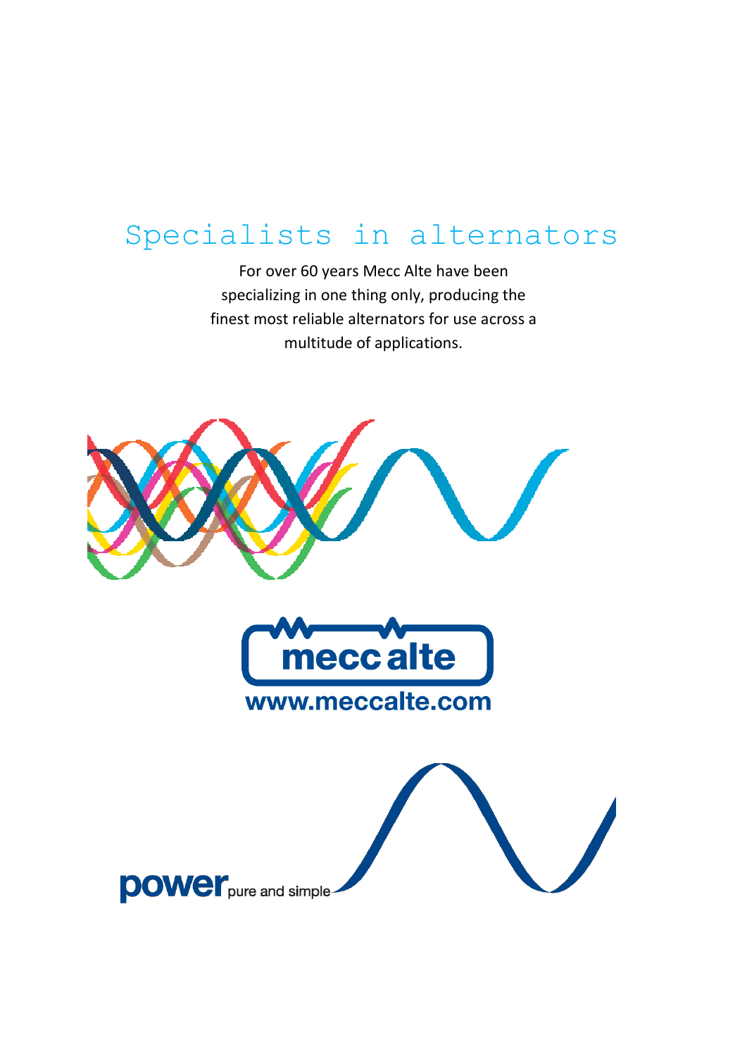# Specialists in alternators

For over 60 years Mecc Alte have been specializing in one thing only, producing the finest most reliable alternators for use across a multitude of applications.

mecc alte

www.meccalte.com

power pure and simple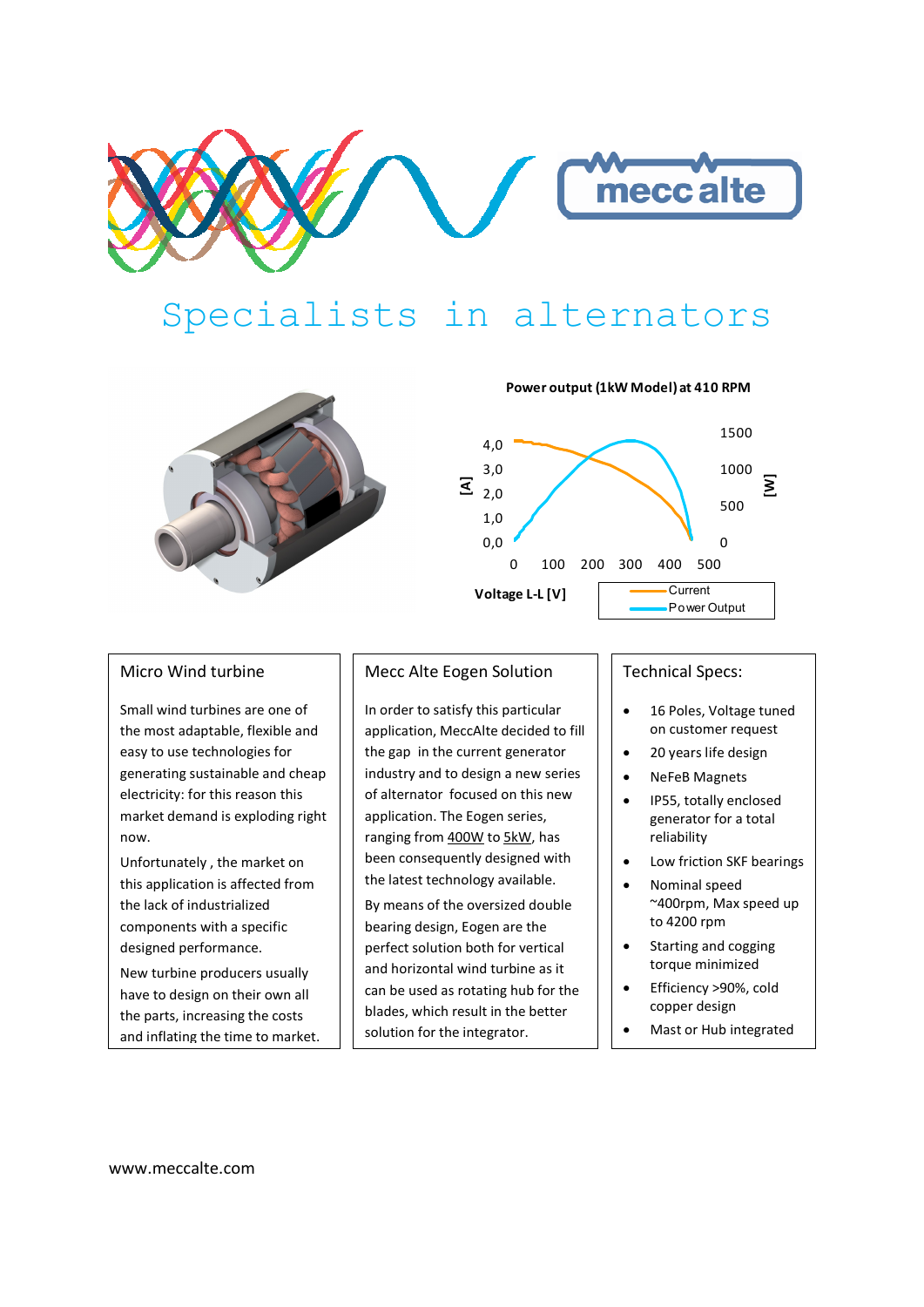# Specialists in alternators

**Power output (1kW Model) at 410 RPM**

[A] 4,0 3,0 2,0 1,0 0,0 — [W] 1500 1000 500 0

0 100 200 300 400 500

**Voltage L-L [V]**

Current
Power Output

## Micro Wind turbine

Small wind turbines are one of the most adaptable, flexible and easy to use technologies for generating sustainable and cheap electricity: for this reason this market demand is exploding right now.

Unfortunately , the market on this application is affected from the lack of industrialized components with a specific designed performance.

New turbine producers usually have to design on their own all the parts, increasing the costs and inflating the time to market.

## Mecc Alte Eogen Solution

In order to satisfy this particular application, MeccAlte decided to fill the gap in the current generator industry and to design a new series of alternator focused on this new application. The Eogen series, ranging from 400W to 5kW, has been consequently designed with the latest technology available.

By means of the oversized double bearing design, Eogen are the perfect solution both for vertical and horizontal wind turbine as it can be used as rotating hub for the blades, which result in the better solution for the integrator.

## Technical Specs:

- 16 Poles, Voltage tuned on customer request
- 20 years life design
- NeFeB Magnets
- IP55, totally enclosed generator for a total reliability
- Low friction SKF bearings
- Nominal speed ~400rpm, Max speed up to 4200 rpm
- Starting and cogging torque minimized
- Efficiency >90%, cold copper design
- Mast or Hub integrated

www.meccalte.com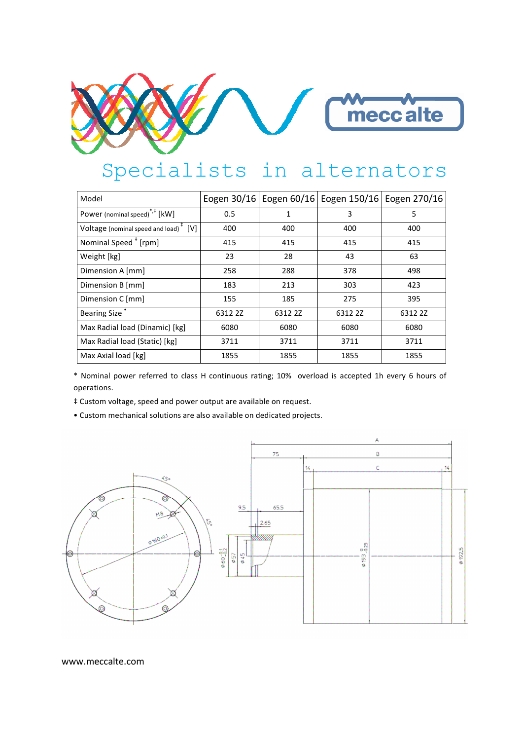Specialists in alternators

| Model | Eogen 30/16 | Eogen 60/16 | Eogen 150/16 | Eogen 270/16 |
|---|---|---|---|---|
| Power (nominal speed) *,‡ [kW] | 0.5 | 1 | 3 | 5 |
| Voltage (nominal speed and load) ‡ [V] | 400 | 400 | 400 | 400 |
| Nominal Speed ‡ [rpm] | 415 | 415 | 415 | 415 |
| Weight [kg] | 23 | 28 | 43 | 63 |
| Dimension A [mm] | 258 | 288 | 378 | 498 |
| Dimension B [mm] | 183 | 213 | 303 | 423 |
| Dimension C [mm] | 155 | 185 | 275 | 395 |
| Bearing Size • | 6312 2Z | 6312 2Z | 6312 2Z | 6312 2Z |
| Max Radial load (Dinamic) [kg] | 6080 | 6080 | 6080 | 6080 |
| Max Radial load (Static) [kg] | 3711 | 3711 | 3711 | 3711 |
| Max Axial load [kg] | 1855 | 1855 | 1855 | 1855 |

* Nominal power referred to class H continuous rating; 10% overload is accepted 1h every 6 hours of operations.

‡ Custom voltage, speed and power output are available on request.

• Custom mechanical solutions are also available on dedicated projects.

www.meccalte.com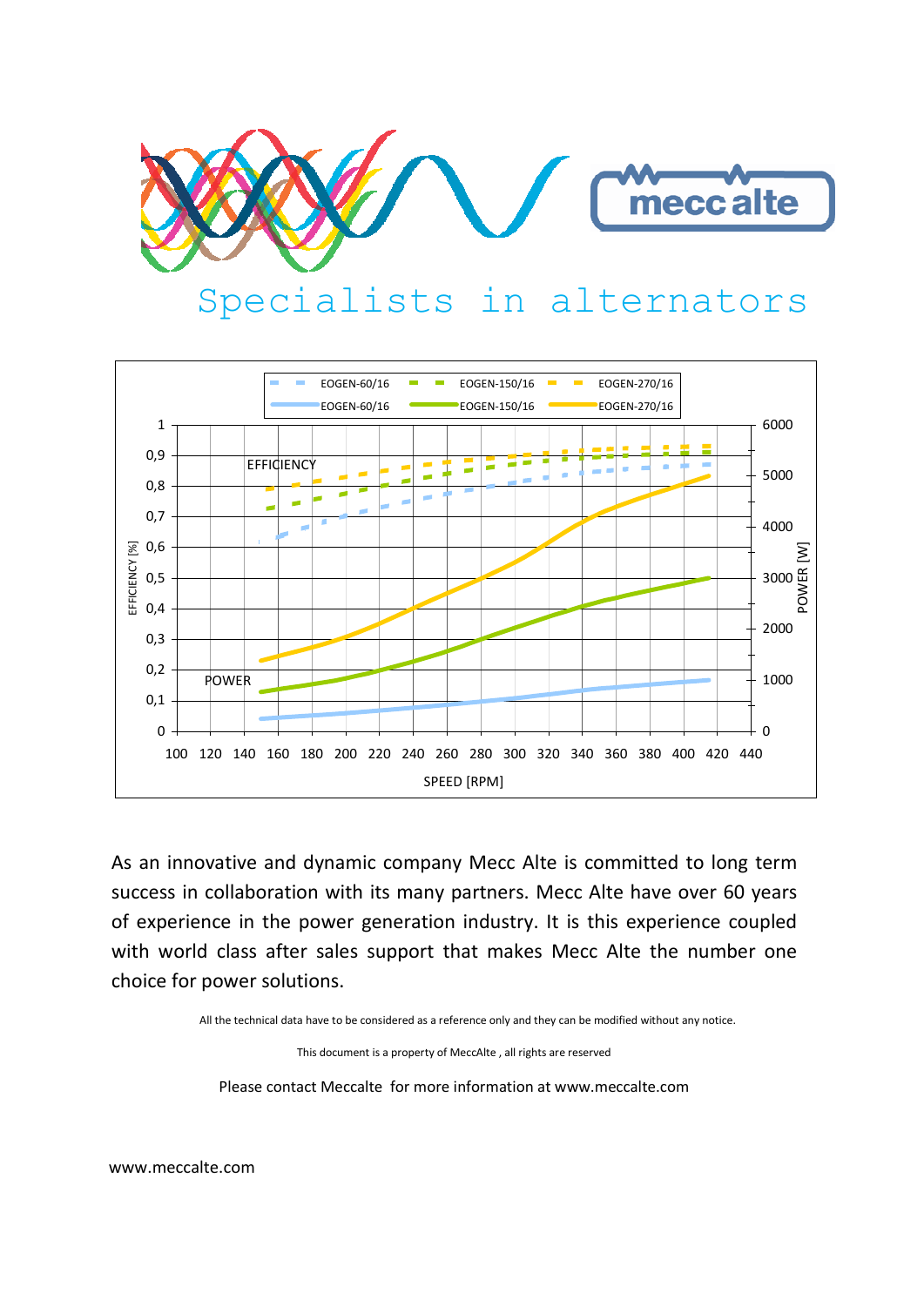mecc alte

Specialists in alternators

EOGEN-60/16 EOGEN-150/16 EOGEN-270/16
EOGEN-60/16 EOGEN-150/16 EOGEN-270/16

EFFICIENCY

POWER

EFFICIENCY [%]

1
0,9
0,8
0,7
0,6
0,5
0,4
0,3
0,2
0,1
0

POWER [W]

6000
5000
4000
3000
2000
1000
0

100 120 140 160 180 200 220 240 260 280 300 320 340 360 380 400 420 440

SPEED [RPM]

As an innovative and dynamic company Mecc Alte is committed to long term success in collaboration with its many partners. Mecc Alte have over 60 years of experience in the power generation industry. It is this experience coupled with world class after sales support that makes Mecc Alte the number one choice for power solutions.

All the technical data have to be considered as a reference only and they can be modified without any notice.

This document is a property of MeccAlte , all rights are reserved

Please contact Meccalte for more information at www.meccalte.com

www.meccalte.com